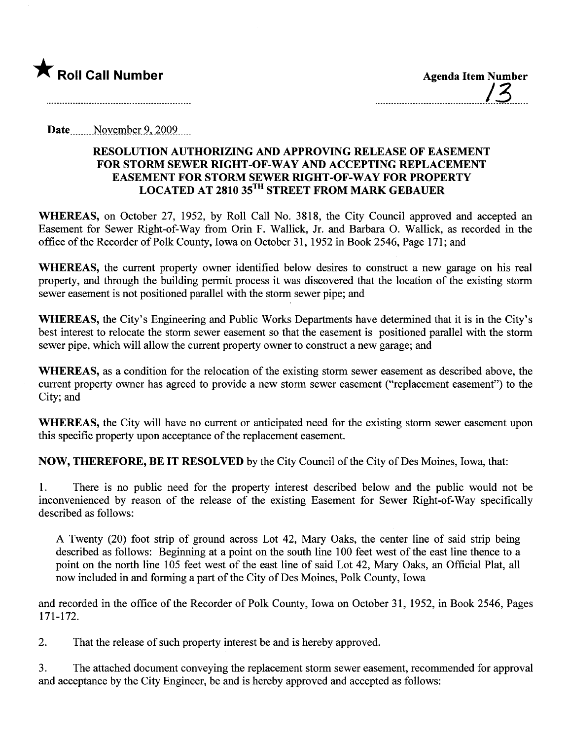★ **Roll Call Number**

**Agenda Item Number**

13

Date November 9, 2009

**RESOLUTION AUTHORIZING AND APPROVING RELEASE OF EASEMENT FOR STORM SEWER RIGHT-OF-WAY AND ACCEPTING REPLACEMENT EASEMENT FOR STORM SEWER RIGHT-OF-WAY FOR PROPERTY LOCATED AT 2810 35TH STREET FROM MARK GEBAUER**

**WHEREAS,** on October 27, 1952, by Roll Call No. 3818, the City Council approved and accepted an Easement for Sewer Right-of-Way from Orin F. Wallick, Jr. and Barbara O. Wallick, as recorded in the office of the Recorder of Polk County, Iowa on October 31, 1952 in Book 2546, Page 171; and

**WHEREAS,** the current property owner identified below desires to construct a new garage on his real property, and through the building permit process it was discovered that the location of the existing storm sewer easement is not positioned parallel with the storm sewer pipe; and

**WHEREAS,** the City's Engineering and Public Works Departments have determined that it is in the City's best interest to relocate the storm sewer easement so that the easement is positioned parallel with the storm sewer pipe, which will allow the current property owner to construct a new garage; and

**WHEREAS,** as a condition for the relocation of the existing storm sewer easement as described above, the current property owner has agreed to provide a new storm sewer easement ("replacement easement") to the City; and

**WHEREAS,** the City will have no current or anticipated need for the existing storm sewer easement upon this specific property upon acceptance of the replacement easement.

**NOW, THEREFORE, BE IT RESOLVED** by the City Council of the City of Des Moines, Iowa, that:

1. There is no public need for the property interest described below and the public would not be inconvenienced by reason of the release of the existing Easement for Sewer Right-of-Way specifically described as follows:

A Twenty (20) foot strip of ground across Lot 42, Mary Oaks, the center line of said strip being described as follows: Beginning at a point on the south line 100 feet west of the east line thence to a point on the north line 105 feet west of the east line of said Lot 42, Mary Oaks, an Official Plat, all now included in and forming a part of the City of Des Moines, Polk County, Iowa

and recorded in the office of the Recorder of Polk County, Iowa on October 31, 1952, in Book 2546, Pages 171-172.

2. That the release of such property interest be and is hereby approved.

3. The attached document conveying the replacement storm sewer easement, recommended for approval and acceptance by the City Engineer, be and is hereby approved and accepted as follows: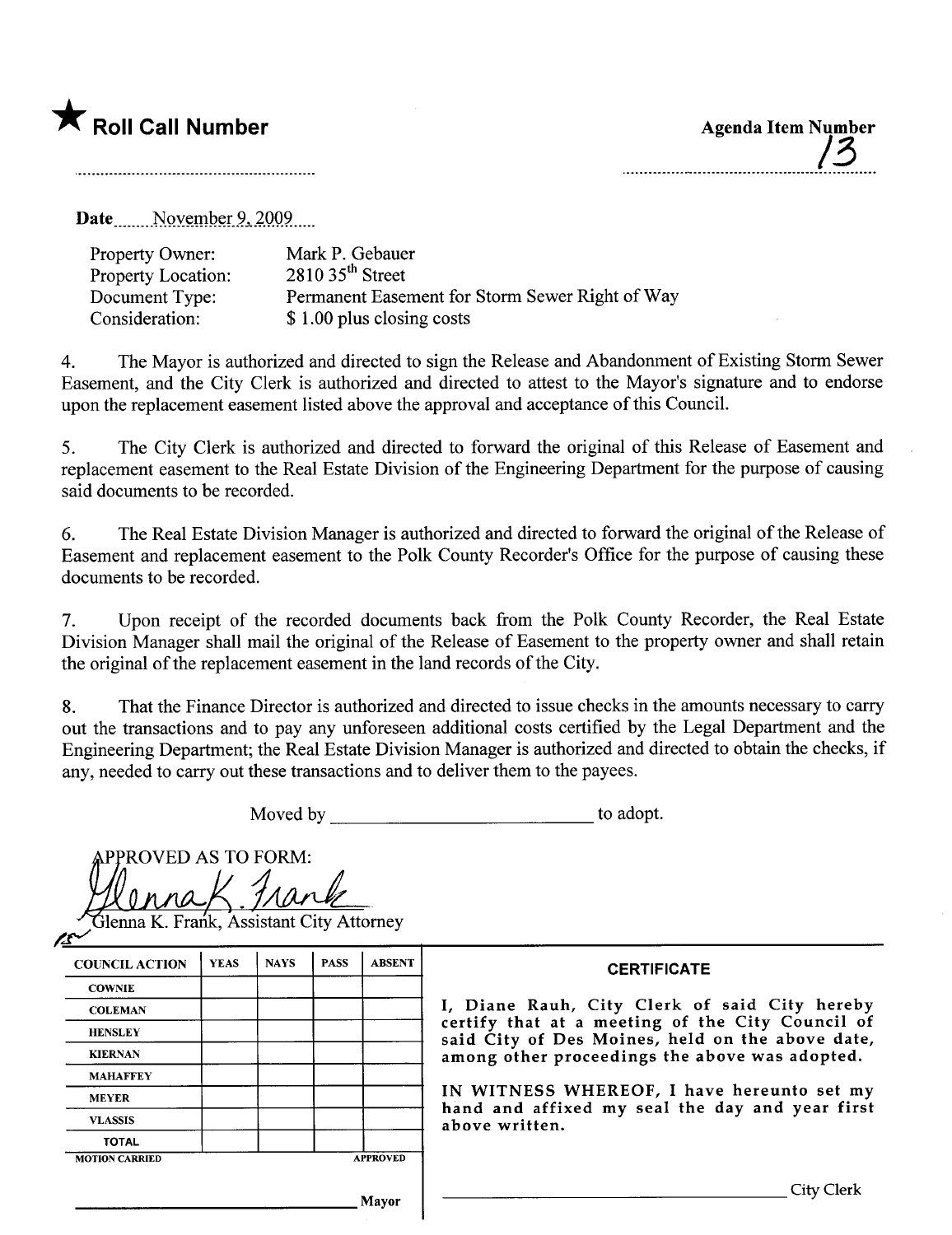★ **Roll Call Number**

**Agenda Item Number**
13

Date November 9, 2009

| | |
|---|---|
| Property Owner: | Mark P. Gebauer |
| Property Location: | 2810 35th Street |
| Document Type: | Permanent Easement for Storm Sewer Right of Way |
| Consideration: | $ 1.00 plus closing costs |

4. The Mayor is authorized and directed to sign the Release and Abandonment of Existing Storm Sewer Easement, and the City Clerk is authorized and directed to attest to the Mayor's signature and to endorse upon the replacement easement listed above the approval and acceptance of this Council.

5. The City Clerk is authorized and directed to forward the original of this Release of Easement and replacement easement to the Real Estate Division of the Engineering Department for the purpose of causing said documents to be recorded.

6. The Real Estate Division Manager is authorized and directed to forward the original of the Release of Easement and replacement easement to the Polk County Recorder's Office for the purpose of causing these documents to be recorded.

7. Upon receipt of the recorded documents back from the Polk County Recorder, the Real Estate Division Manager shall mail the original of the Release of Easement to the property owner and shall retain the original of the replacement easement in the land records of the City.

8. That the Finance Director is authorized and directed to issue checks in the amounts necessary to carry out the transactions and to pay any unforeseen additional costs certified by the Legal Department and the Engineering Department; the Real Estate Division Manager is authorized and directed to obtain the checks, if any, needed to carry out these transactions and to deliver them to the payees.

Moved by ____________________________ to adopt.

APPROVED AS TO FORM:

Glenna K. Frank

Glenna K. Frank, Assistant City Attorney

| COUNCIL ACTION | YEAS | NAYS | PASS | ABSENT |
|---|---|---|---|---|
| COWNIE | | | | |
| COLEMAN | | | | |
| HENSLEY | | | | |
| KIERNAN | | | | |
| MAHAFFEY | | | | |
| MEYER | | | | |
| VLASSIS | | | | |
| TOTAL | | | | |
| MOTION CARRIED | | | | APPROVED |

____________________________ Mayor

**CERTIFICATE**

I, Diane Rauh, City Clerk of said City hereby certify that at a meeting of the City Council of said City of Des Moines, held on the above date, among other proceedings the above was adopted.

IN WITNESS WHEREOF, I have hereunto set my hand and affixed my seal the day and year first above written.

____________________________ City Clerk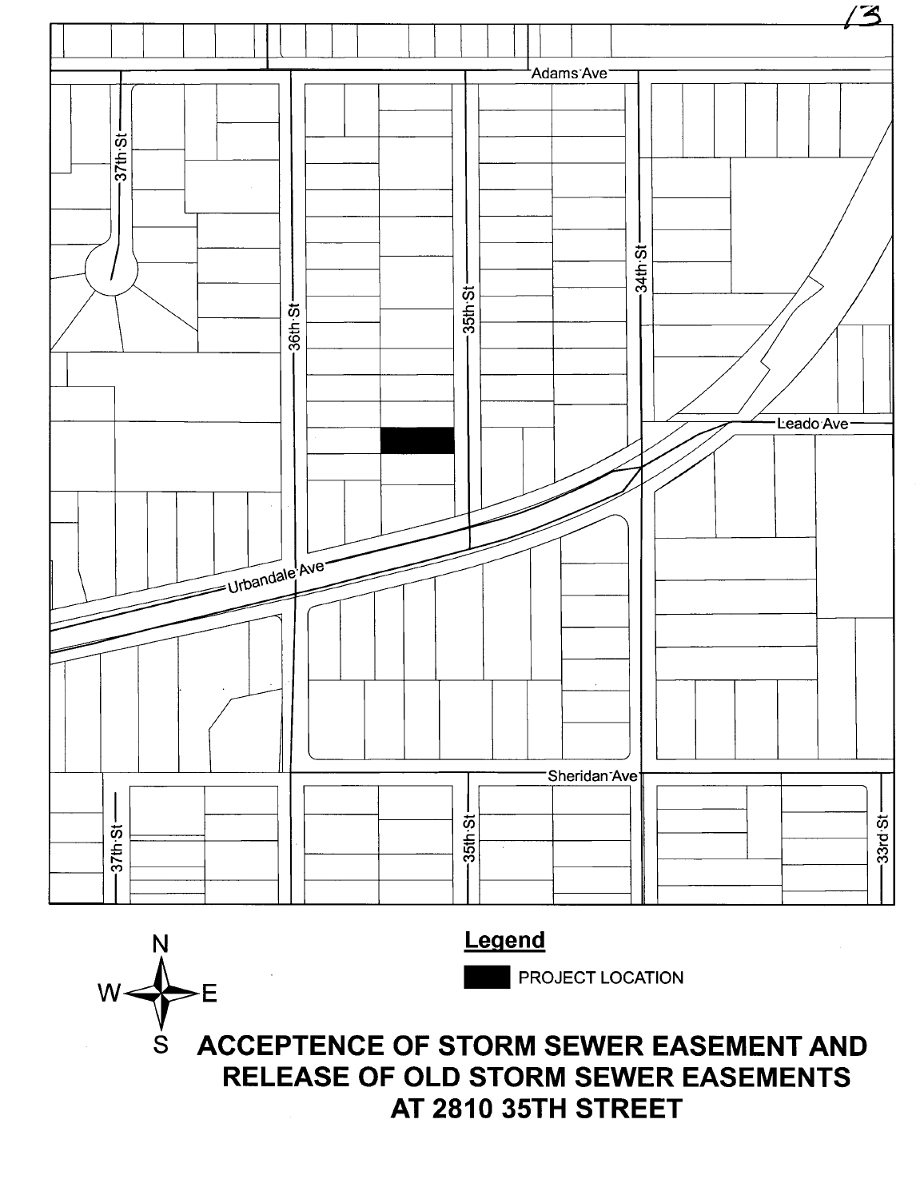13

Adams Ave

37th St

36th St

35th St

34th St

Leado Ave

Urbandale Ave

Sheridan Ave

37th St

35th St

33rd St

N

W E

S

**Legend**

PROJECT LOCATION

# ACCEPTENCE OF STORM SEWER EASEMENT AND RELEASE OF OLD STORM SEWER EASEMENTS AT 2810 35TH STREET